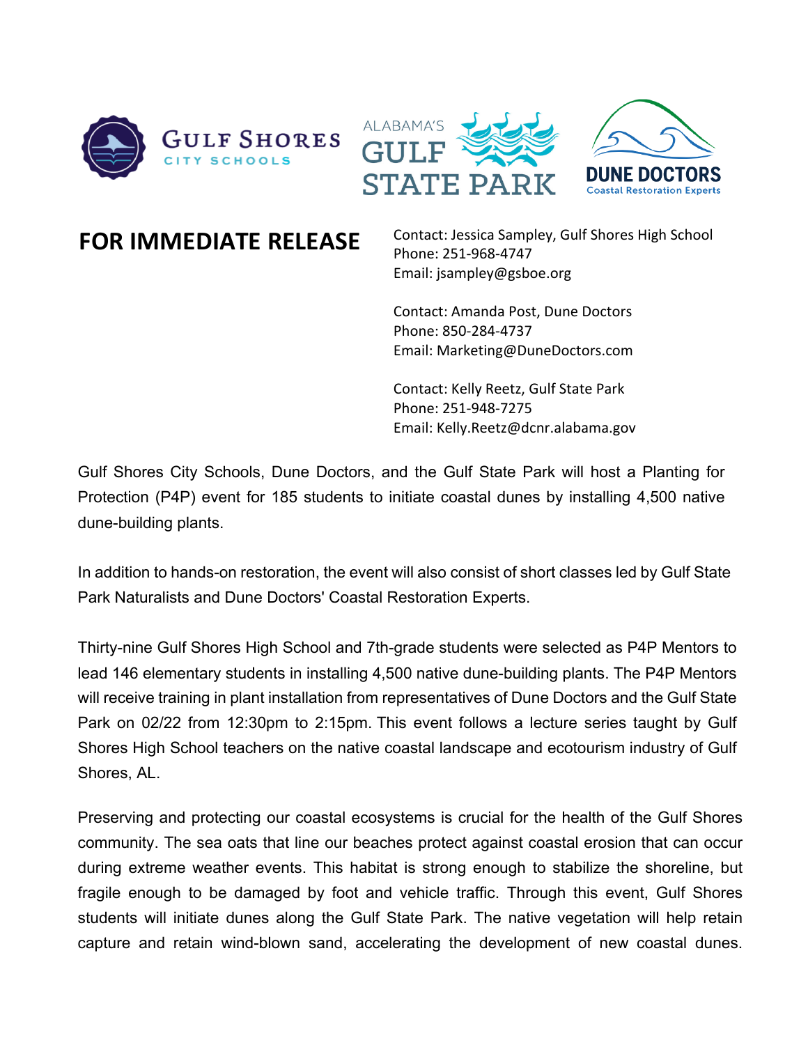# FOR IMMEDIATE RELEASE

Contact: Jessica Sampley, Gulf Shores High School
Phone: 251-968-4747
Email: jsampley@gsboe.org

Contact: Amanda Post, Dune Doctors
Phone: 850-284-4737
Email: Marketing@DuneDoctors.com

Contact: Kelly Reetz, Gulf State Park
Phone: 251-948-7275
Email: Kelly.Reetz@dcnr.alabama.gov

Gulf Shores City Schools, Dune Doctors, and the Gulf State Park will host a Planting for Protection (P4P) event for 185 students to initiate coastal dunes by installing 4,500 native dune-building plants.

In addition to hands-on restoration, the event will also consist of short classes led by Gulf State Park Naturalists and Dune Doctors' Coastal Restoration Experts.

Thirty-nine Gulf Shores High School and 7th-grade students were selected as P4P Mentors to lead 146 elementary students in installing 4,500 native dune-building plants. The P4P Mentors will receive training in plant installation from representatives of Dune Doctors and the Gulf State Park on 02/22 from 12:30pm to 2:15pm. This event follows a lecture series taught by Gulf Shores High School teachers on the native coastal landscape and ecotourism industry of Gulf Shores, AL.

Preserving and protecting our coastal ecosystems is crucial for the health of the Gulf Shores community. The sea oats that line our beaches protect against coastal erosion that can occur during extreme weather events. This habitat is strong enough to stabilize the shoreline, but fragile enough to be damaged by foot and vehicle traffic. Through this event, Gulf Shores students will initiate dunes along the Gulf State Park. The native vegetation will help retain capture and retain wind-blown sand, accelerating the development of new coastal dunes.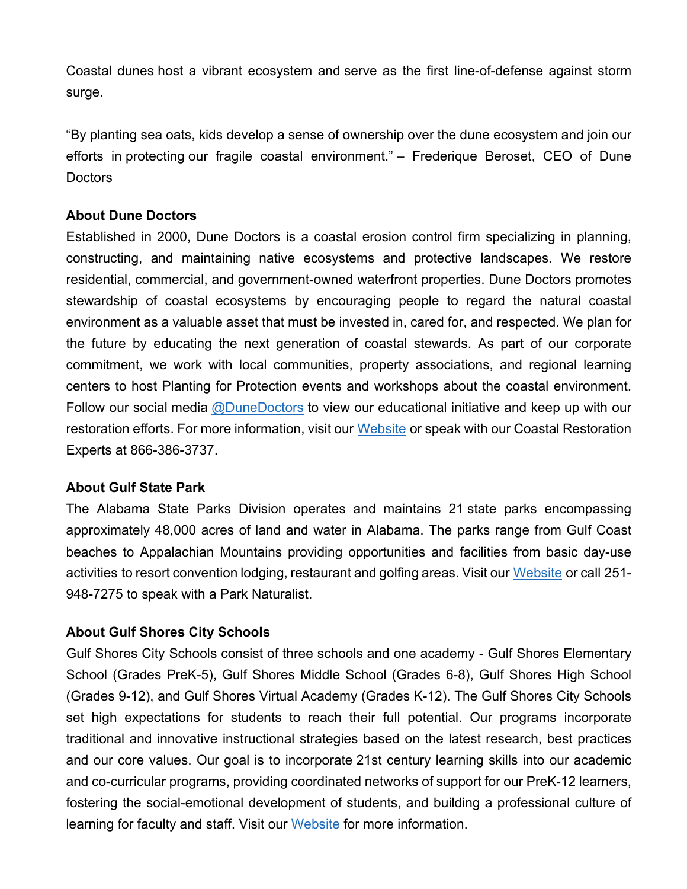Coastal dunes host a vibrant ecosystem and serve as the first line-of-defense against storm surge.

"By planting sea oats, kids develop a sense of ownership over the dune ecosystem and join our efforts in protecting our fragile coastal environment." – Frederique Beroset, CEO of Dune Doctors

**About Dune Doctors**

Established in 2000, Dune Doctors is a coastal erosion control firm specializing in planning, constructing, and maintaining native ecosystems and protective landscapes. We restore residential, commercial, and government-owned waterfront properties. Dune Doctors promotes stewardship of coastal ecosystems by encouraging people to regard the natural coastal environment as a valuable asset that must be invested in, cared for, and respected. We plan for the future by educating the next generation of coastal stewards. As part of our corporate commitment, we work with local communities, property associations, and regional learning centers to host Planting for Protection events and workshops about the coastal environment. Follow our social media @DuneDoctors to view our educational initiative and keep up with our restoration efforts. For more information, visit our Website or speak with our Coastal Restoration Experts at 866-386-3737.

**About Gulf State Park**

The Alabama State Parks Division operates and maintains 21 state parks encompassing approximately 48,000 acres of land and water in Alabama. The parks range from Gulf Coast beaches to Appalachian Mountains providing opportunities and facilities from basic day-use activities to resort convention lodging, restaurant and golfing areas. Visit our Website or call 251-948-7275 to speak with a Park Naturalist.

**About Gulf Shores City Schools**

Gulf Shores City Schools consist of three schools and one academy - Gulf Shores Elementary School (Grades PreK-5), Gulf Shores Middle School (Grades 6-8), Gulf Shores High School (Grades 9-12), and Gulf Shores Virtual Academy (Grades K-12). The Gulf Shores City Schools set high expectations for students to reach their full potential. Our programs incorporate traditional and innovative instructional strategies based on the latest research, best practices and our core values. Our goal is to incorporate 21st century learning skills into our academic and co-curricular programs, providing coordinated networks of support for our PreK-12 learners, fostering the social-emotional development of students, and building a professional culture of learning for faculty and staff. Visit our Website for more information.